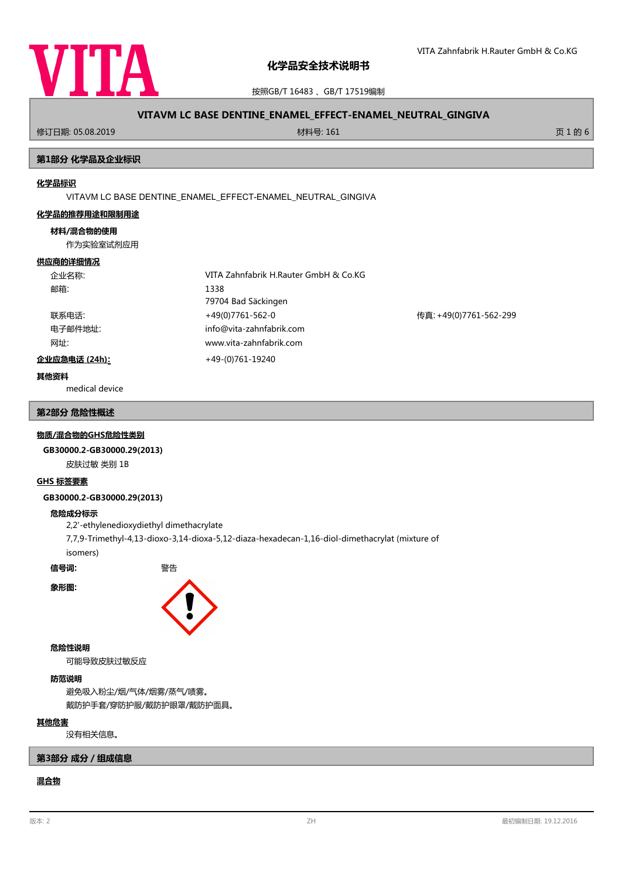# 化学品安全技术说明书

按照GB/T 16483 、GB/T 17519编制

**VITAVM LC BASE DENTINE_ENAMEL_EFFECT-ENAMEL_NEUTRAL_GINGIVA**

修订日期: 05.08.2019 材料号: 161

## 第1部分 化学品及企业标识

**化学品标识**

VITAVM LC BASE DENTINE_ENAMEL_EFFECT-ENAMEL_NEUTRAL_GINGIVA

**化学品的推荐用途和限制用途**

**材料/混合物的使用**

作为实验室试剂应用

**供应商的详细情况**

| | | |
|---|---|---|
| 企业名称: | VITA Zahnfabrik H.Rauter GmbH & Co.KG | |
| 邮箱: | 1338<br>79704 Bad Säckingen | |
| 联系电话: | +49(0)7761-562-0 | 传真: +49(0)7761-562-299 |
| 电子邮件地址: | info@vita-zahnfabrik.com | |
| 网址: | www.vita-zahnfabrik.com | |

**企业应急电话 (24h):** +49-(0)761-19240

**其他资料**

medical device

## 第2部分 危险性概述

**物质/混合物的GHS危险性类别**

**GB30000.2-GB30000.29(2013)**

皮肤过敏 类别 1B

**GHS 标签要素**

**GB30000.2-GB30000.29(2013)**

**危险成分标示**

2,2'-ethylenedioxydiethyl dimethacrylate

7,7,9-Trimethyl-4,13-dioxo-3,14-dioxa-5,12-diaza-hexadecan-1,16-diol-dimethacrylat (mixture of isomers)

**信号词:** 警告

**象形图:**

**危险性说明**

可能导致皮肤过敏反应

**防范说明**

避免吸入粉尘/烟/气体/烟雾/蒸气/喷雾。

戴防护手套/穿防护服/戴防护眼罩/戴防护面具。

**其他危害**

没有相关信息。

## 第3部分 成分 / 组成信息

**混合物**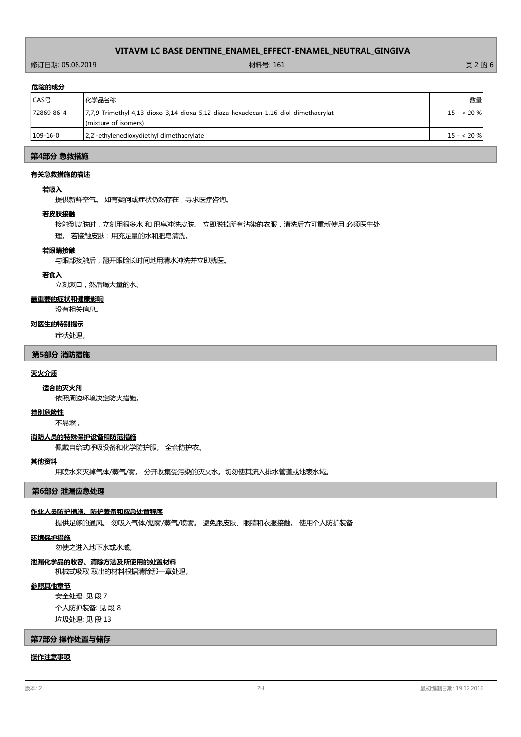**危险的成分**

| CAS号 | 化学品名称 | 数量 |
|---|---|---|
| 72869-86-4 | 7,7,9-Trimethyl-4,13-dioxo-3,14-dioxa-5,12-diaza-hexadecan-1,16-diol-dimethacrylat (mixture of isomers) | 15 - < 20 % |
| 109-16-0 | 2,2'-ethylenedioxydiethyl dimethacrylate | 15 - < 20 % |

## 第4部分 急救措施

### 有关急救措施的描述

**若吸入**

提供新鲜空气。 如有疑问或症状仍然存在，寻求医疗咨询。

**若皮肤接触**

接触到皮肤时，立刻用很多水 和 肥皂冲洗皮肤。 立即脱掉所有沾染的衣服，清洗后方可重新使用 必须医生处理。 若接触皮肤：用充足量的水和肥皂清洗。

**若眼睛接触**

与眼部接触后，翻开眼睑长时间地用清水冲洗并立即就医。

**若食入**

立刻漱口，然后喝大量的水。

### 最重要的症状和健康影响

没有相关信息。

### 对医生的特别提示

症状处理。

## 第5部分 消防措施

### 灭火介质

**适合的灭火剂**

依照周边环境决定防火措施。

### 特别危险性

不易燃 。

### 消防人员的特殊保护设备和防范措施

佩戴自给式呼吸设备和化学防护服。 全套防护衣。

### 其他资料

用喷水来灭掉气体/蒸气/雾。 分开收集受污染的灭火水。切勿使其流入排水管道或地表水域。

## 第6部分 泄漏应急处理

### 作业人员防护措施、防护装备和应急处置程序

提供足够的通风。 勿吸入气体/烟雾/蒸气/喷雾。 避免跟皮肤、眼睛和衣服接触。 使用个人防护装备

### 环境保护措施

勿使之进入地下水或水域。

### 泄漏化学品的收容、清除方法及所使用的处置材料

机械式吸取 取出的材料根据清除那一章处理。

### 参照其他章节

安全处理: 见 段 7

个人防护装备: 见 段 8

垃圾处理: 见 段 13

## 第7部分 操作处置与储存

### 操作注意事项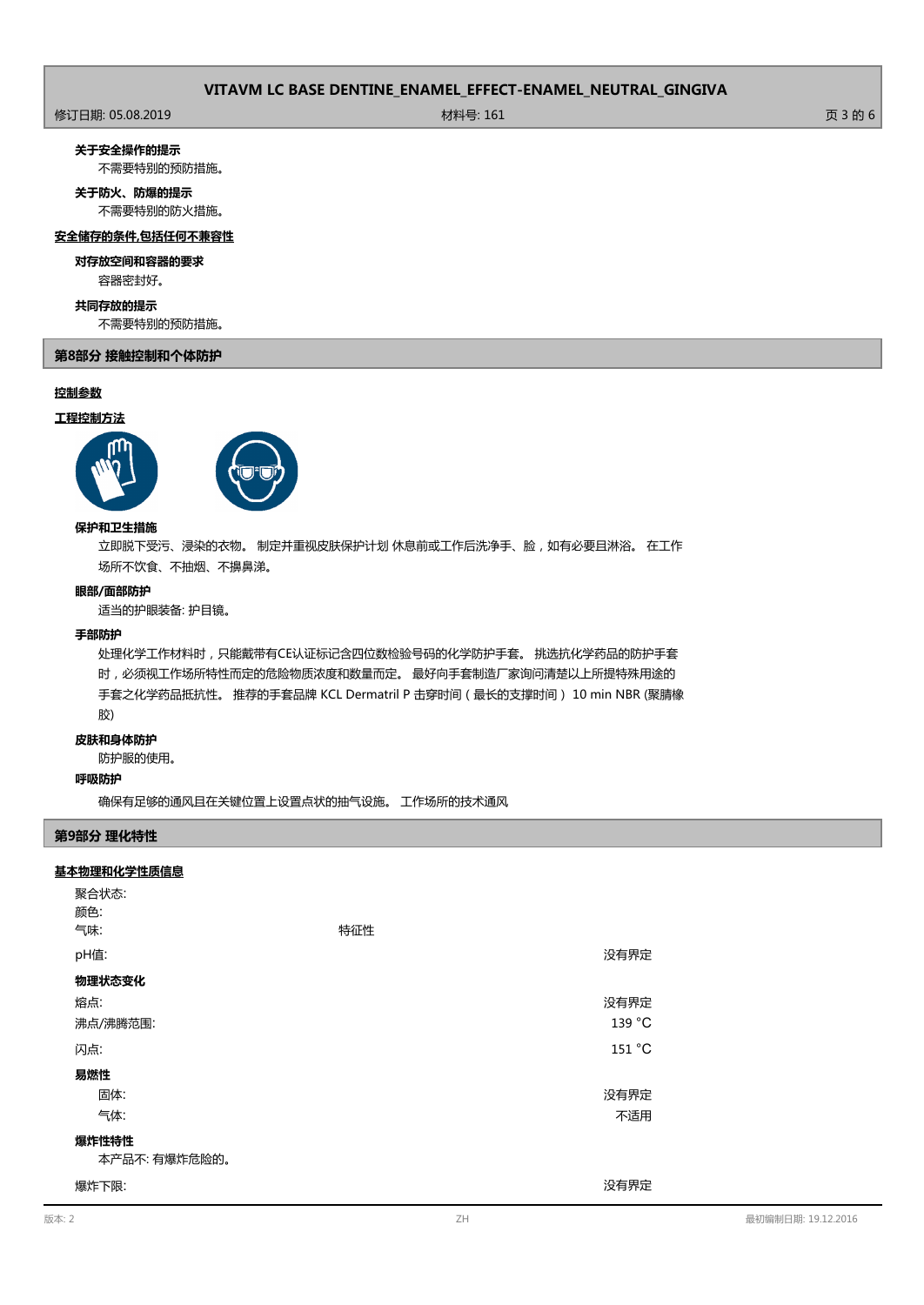**关于安全操作的提示**

不需要特别的预防措施。

**关于防火、防爆的提示**

不需要特别的防火措施。

**安全储存的条件,包括任何不兼容性**

**对存放空间和容器的要求**

容器密封好。

**共同存放的提示**

不需要特别的预防措施。

## 第8部分 接触控制和个体防护

**控制参数**

**工程控制方法**

**保护和卫生措施**

立即脱下受污、浸染的衣物。 制定并重视皮肤保护计划 休息前或工作后洗净手、脸，如有必要且淋浴。 在工作场所不饮食、不抽烟、不擤鼻涕。

**眼部/面部防护**

适当的护眼装备: 护目镜。

**手部防护**

处理化学工作材料时，只能戴带有CE认证标记含四位数检验号码的化学防护手套。 挑选抗化学药品的防护手套时，必须视工作场所特性而定的危险物质浓度和数量而定。 最好向手套制造厂家询问清楚以上所提特殊用途的手套之化学药品抵抗性。 推荐的手套品牌 KCL Dermatril P 击穿时间（最长的支撑时间） 10 min NBR (聚腈橡胶)

**皮肤和身体防护**

防护服的使用。

**呼吸防护**

确保有足够的通风且在关键位置上设置点状的抽气设施。 工作场所的技术通风

## 第9部分 理化特性

**基本物理和化学性质信息**

| | | |
|---|---|---|
| 聚合状态: | | |
| 颜色: | | |
| 气味: | 特征性 | |
| pH值: | | 没有界定 |
| **物理状态变化** | | |
| 熔点: | | 没有界定 |
| 沸点/沸腾范围: | | 139 °C |
| 闪点: | | 151 °C |
| **易燃性** | | |
| 固体: | | 没有界定 |
| 气体: | | 不适用 |

**爆炸性特性**

本产品不: 有爆炸危险的。

| | |
|---|---|
| 爆炸下限: | 没有界定 |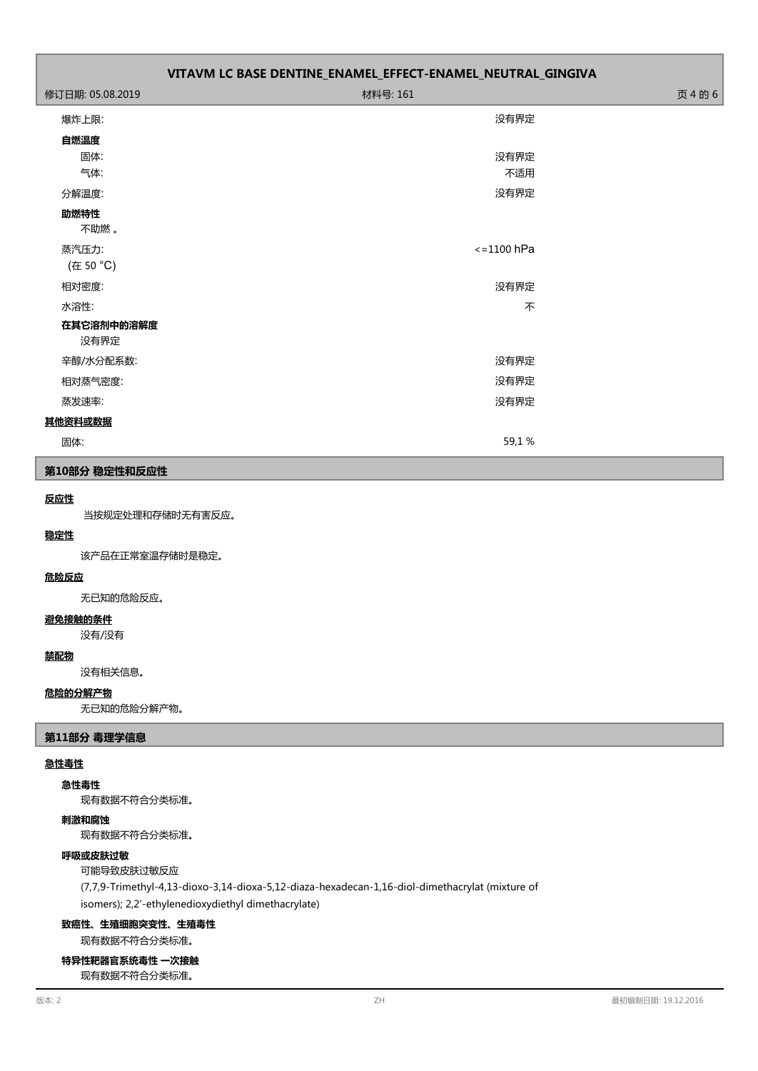| | |
|---|---|
| 爆炸上限: | 没有界定 |

**自燃温度**

| | |
|---|---|
| 固体: | 没有界定 |
| 气体: | 不适用 |
| 分解温度: | 没有界定 |

**助燃特性**

不助燃 。

| | |
|---|---|
| 蒸汽压力:<br>(在 50 °C) | <=1100 hPa |
| 相对密度: | 没有界定 |
| 水溶性: | 不 |

**在其它溶剂中的溶解度**

没有界定

| | |
|---|---|
| 辛醇/水分配系数: | 没有界定 |
| 相对蒸气密度: | 没有界定 |
| 蒸发速率: | 没有界定 |

**其他资料或数据**

| | |
|---|---|
| 固体: | 59,1 % |

## 第10部分 稳定性和反应性

**反应性**

当按规定处理和存储时无有害反应。

**稳定性**

该产品在正常室温存储时是稳定。

**危险反应**

无已知的危险反应。

**避免接触的条件**

没有/没有

**禁配物**

没有相关信息。

**危险的分解产物**

无已知的危险分解产物。

## 第11部分 毒理学信息

**急性毒性**

**急性毒性**

现有数据不符合分类标准。

**刺激和腐蚀**

现有数据不符合分类标准。

**呼吸或皮肤过敏**

可能导致皮肤过敏反应

(7,7,9-Trimethyl-4,13-dioxo-3,14-dioxa-5,12-diaza-hexadecan-1,16-diol-dimethacrylat (mixture of isomers); 2,2'-ethylenedioxydiethyl dimethacrylate)

**致癌性、生殖细胞突变性、生殖毒性**

现有数据不符合分类标准。

**特异性靶器官系统毒性 一次接触**

现有数据不符合分类标准。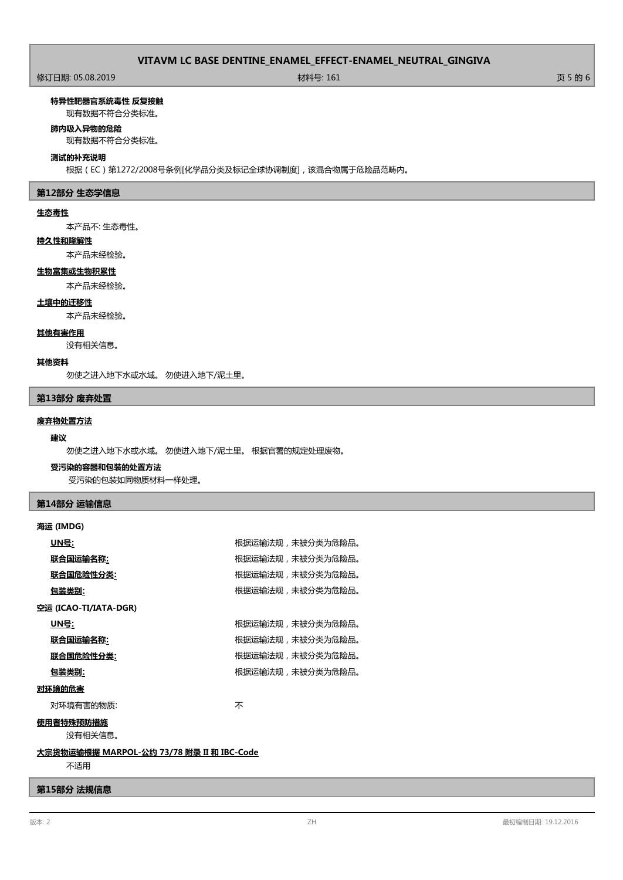**特异性靶器官系统毒性 反复接触**

现有数据不符合分类标准。

**肺内吸入异物的危险**

现有数据不符合分类标准。

**测试的补充说明**

根据（EC）第1272/2008号条例[化学品分类及标记全球协调制度]，该混合物属于危险品范畴内。

## 第12部分 生态学信息

**生态毒性**

本产品不: 生态毒性。

**持久性和降解性**

本产品未经检验。

**生物富集或生物积累性**

本产品未经检验。

**土壤中的迁移性**

本产品未经检验。

**其他有害作用**

没有相关信息。

**其他资料**

勿使之进入地下水或水域。 勿使进入地下/泥土里。

## 第13部分 废弃处置

**废弃物处置方法**

**建议**

勿使之进入地下水或水域。 勿使进入地下/泥土里。 根据官署的规定处理废物。

**受污染的容器和包装的处置方法**

受污染的包装如同物质材料一样处理。

## 第14部分 运输信息

**海运 (IMDG)**

| | |
|---|---|
| **UN号:** | 根据运输法规，未被分类为危险品。 |
| **联合国运输名称:** | 根据运输法规，未被分类为危险品。 |
| **联合国危险性分类:** | 根据运输法规，未被分类为危险品。 |
| **包装类别:** | 根据运输法规，未被分类为危险品。 |

**空运 (ICAO-TI/IATA-DGR)**

| | |
|---|---|
| **UN号:** | 根据运输法规，未被分类为危险品。 |
| **联合国运输名称:** | 根据运输法规，未被分类为危险品。 |
| **联合国危险性分类:** | 根据运输法规，未被分类为危险品。 |
| **包装类别:** | 根据运输法规，未被分类为危险品。 |

**对环境的危害**

对环境有害的物质: 不

**使用者特殊预防措施**

没有相关信息。

**大宗货物运输根据 MARPOL-公约 73/78 附录 II 和 IBC-Code**

不适用

## 第15部分 法规信息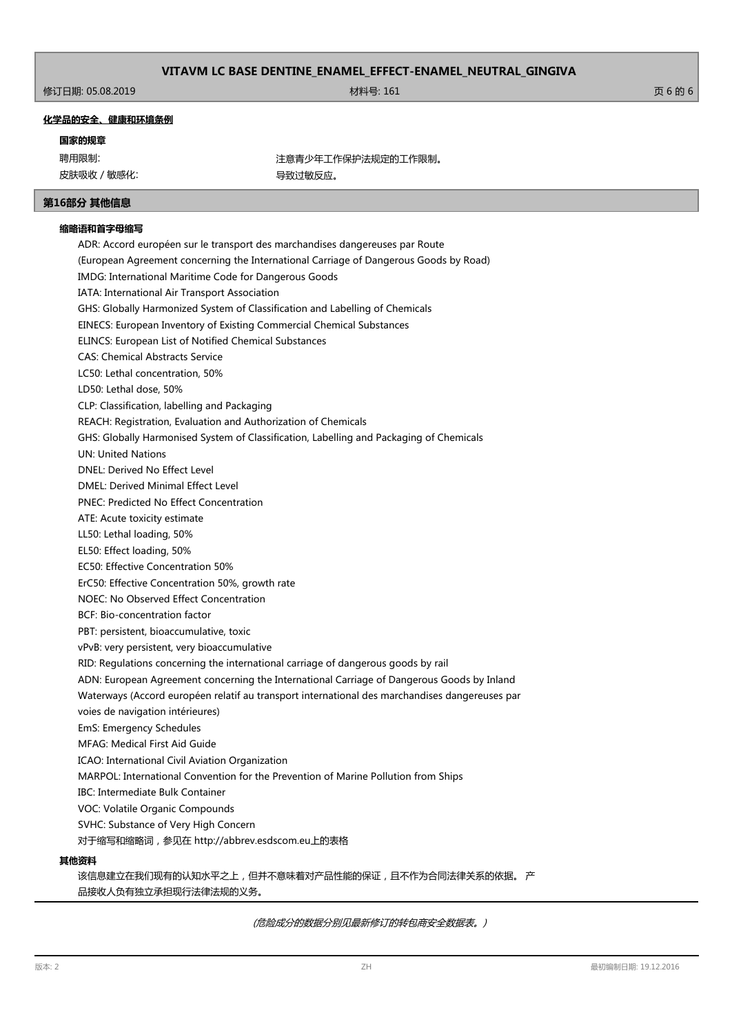**化学品的安全、健康和环境条例**

**国家的规章**

| | |
|---|---|
| 聘用限制: | 注意青少年工作保护法规定的工作限制。 |
| 皮肤吸收 / 敏感化: | 导致过敏反应。 |

## 第16部分 其他信息

**缩略语和首字母缩写**

ADR: Accord européen sur le transport des marchandises dangereuses par Route
(European Agreement concerning the International Carriage of Dangerous Goods by Road)
IMDG: International Maritime Code for Dangerous Goods
IATA: International Air Transport Association
GHS: Globally Harmonized System of Classification and Labelling of Chemicals
EINECS: European Inventory of Existing Commercial Chemical Substances
ELINCS: European List of Notified Chemical Substances
CAS: Chemical Abstracts Service
LC50: Lethal concentration, 50%
LD50: Lethal dose, 50%
CLP: Classification, labelling and Packaging
REACH: Registration, Evaluation and Authorization of Chemicals
GHS: Globally Harmonised System of Classification, Labelling and Packaging of Chemicals
UN: United Nations
DNEL: Derived No Effect Level
DMEL: Derived Minimal Effect Level
PNEC: Predicted No Effect Concentration
ATE: Acute toxicity estimate
LL50: Lethal loading, 50%
EL50: Effect loading, 50%
EC50: Effective Concentration 50%
ErC50: Effective Concentration 50%, growth rate
NOEC: No Observed Effect Concentration
BCF: Bio-concentration factor
PBT: persistent, bioaccumulative, toxic
vPvB: very persistent, very bioaccumulative
RID: Regulations concerning the international carriage of dangerous goods by rail
ADN: European Agreement concerning the International Carriage of Dangerous Goods by Inland Waterways (Accord européen relatif au transport international des marchandises dangereuses par voies de navigation intérieures)
EmS: Emergency Schedules
MFAG: Medical First Aid Guide
ICAO: International Civil Aviation Organization
MARPOL: International Convention for the Prevention of Marine Pollution from Ships
IBC: Intermediate Bulk Container
VOC: Volatile Organic Compounds
SVHC: Substance of Very High Concern
对于缩写和缩略词，参见在 http://abbrev.esdscom.eu上的表格

**其他资料**

该信息建立在我们现有的认知水平之上，但并不意味着对产品性能的保证，且不作为合同法律关系的依据。 产品接收人负有独立承担现行法律法规的义务。

*(危险成分的数据分别见最新修订的转包商安全数据表。)*